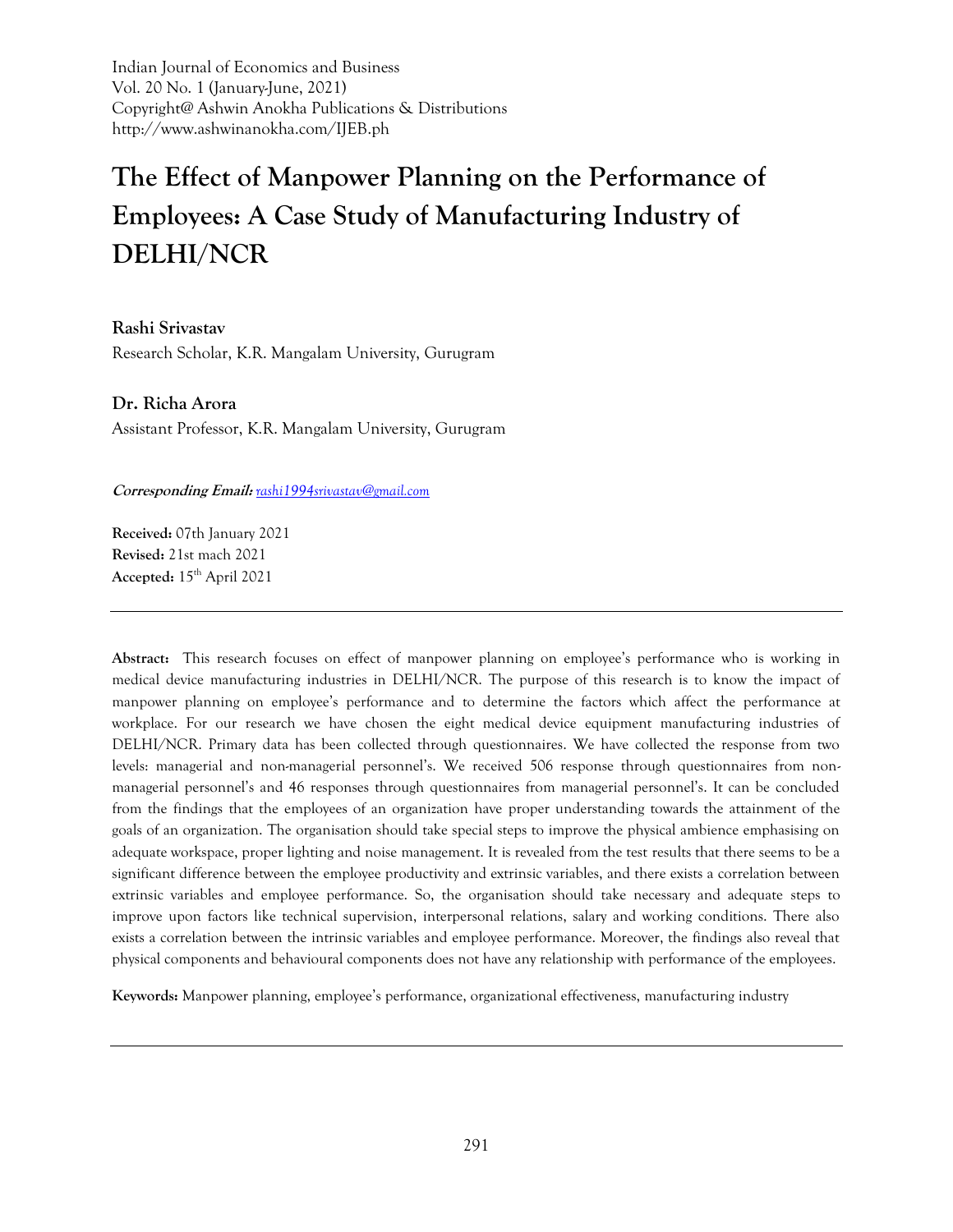Indian Journal of Economics and Business
Vol. 20 No. 1 (January-June, 2021)
Copyright@ Ashwin Anokha Publications & Distributions
http://www.ashwinanokha.com/IJEB.ph

# The Effect of Manpower Planning on the Performance of Employees: A Case Study of Manufacturing Industry of DELHI/NCR

**Rashi Srivastav**
Research Scholar, K.R. Mangalam University, Gurugram

**Dr. Richa Arora**
Assistant Professor, K.R. Mangalam University, Gurugram

***Corresponding Email:*** rashi1994srivastav@gmail.com

**Received:** 07th January 2021
**Revised:** 21st mach 2021
**Accepted:** 15th April 2021

---

**Abstract:** This research focuses on effect of manpower planning on employee's performance who is working in medical device manufacturing industries in DELHI/NCR. The purpose of this research is to know the impact of manpower planning on employee's performance and to determine the factors which affect the performance at workplace. For our research we have chosen the eight medical device equipment manufacturing industries of DELHI/NCR. Primary data has been collected through questionnaires. We have collected the response from two levels: managerial and non-managerial personnel's. We received 506 response through questionnaires from non-managerial personnel's and 46 responses through questionnaires from managerial personnel's. It can be concluded from the findings that the employees of an organization have proper understanding towards the attainment of the goals of an organization. The organisation should take special steps to improve the physical ambience emphasising on adequate workspace, proper lighting and noise management. It is revealed from the test results that there seems to be a significant difference between the employee productivity and extrinsic variables, and there exists a correlation between extrinsic variables and employee performance. So, the organisation should take necessary and adequate steps to improve upon factors like technical supervision, interpersonal relations, salary and working conditions. There also exists a correlation between the intrinsic variables and employee performance. Moreover, the findings also reveal that physical components and behavioural components does not have any relationship with performance of the employees.

**Keywords:** Manpower planning, employee's performance, organizational effectiveness, manufacturing industry

---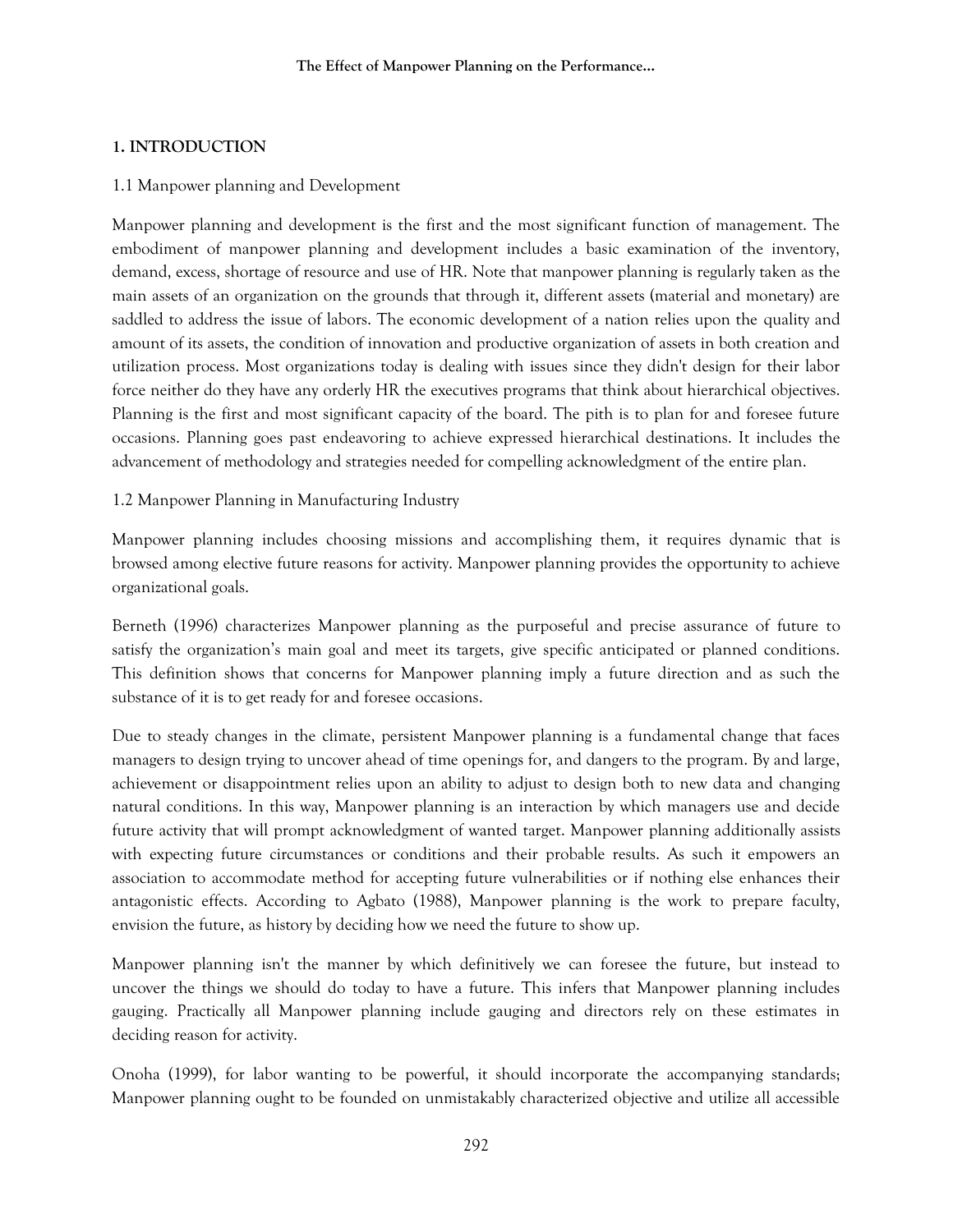## 1. INTRODUCTION

### 1.1 Manpower planning and Development

Manpower planning and development is the first and the most significant function of management. The embodiment of manpower planning and development includes a basic examination of the inventory, demand, excess, shortage of resource and use of HR. Note that manpower planning is regularly taken as the main assets of an organization on the grounds that through it, different assets (material and monetary) are saddled to address the issue of labors. The economic development of a nation relies upon the quality and amount of its assets, the condition of innovation and productive organization of assets in both creation and utilization process. Most organizations today is dealing with issues since they didn't design for their labor force neither do they have any orderly HR the executives programs that think about hierarchical objectives. Planning is the first and most significant capacity of the board. The pith is to plan for and foresee future occasions. Planning goes past endeavoring to achieve expressed hierarchical destinations. It includes the advancement of methodology and strategies needed for compelling acknowledgment of the entire plan.

### 1.2 Manpower Planning in Manufacturing Industry

Manpower planning includes choosing missions and accomplishing them, it requires dynamic that is browsed among elective future reasons for activity. Manpower planning provides the opportunity to achieve organizational goals.

Berneth (1996) characterizes Manpower planning as the purposeful and precise assurance of future to satisfy the organization's main goal and meet its targets, give specific anticipated or planned conditions. This definition shows that concerns for Manpower planning imply a future direction and as such the substance of it is to get ready for and foresee occasions.

Due to steady changes in the climate, persistent Manpower planning is a fundamental change that faces managers to design trying to uncover ahead of time openings for, and dangers to the program. By and large, achievement or disappointment relies upon an ability to adjust to design both to new data and changing natural conditions. In this way, Manpower planning is an interaction by which managers use and decide future activity that will prompt acknowledgment of wanted target. Manpower planning additionally assists with expecting future circumstances or conditions and their probable results. As such it empowers an association to accommodate method for accepting future vulnerabilities or if nothing else enhances their antagonistic effects. According to Agbato (1988), Manpower planning is the work to prepare faculty, envision the future, as history by deciding how we need the future to show up.

Manpower planning isn't the manner by which definitively we can foresee the future, but instead to uncover the things we should do today to have a future. This infers that Manpower planning includes gauging. Practically all Manpower planning include gauging and directors rely on these estimates in deciding reason for activity.

Onoha (1999), for labor wanting to be powerful, it should incorporate the accompanying standards; Manpower planning ought to be founded on unmistakably characterized objective and utilize all accessible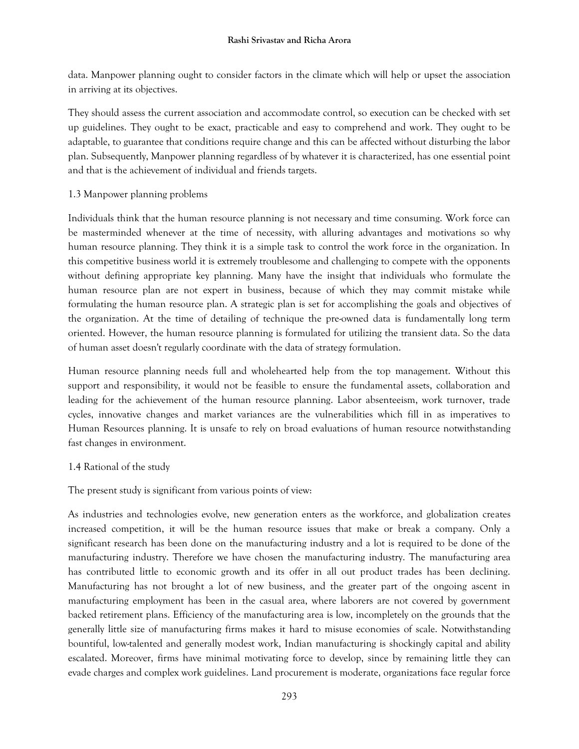data. Manpower planning ought to consider factors in the climate which will help or upset the association in arriving at its objectives.

They should assess the current association and accommodate control, so execution can be checked with set up guidelines. They ought to be exact, practicable and easy to comprehend and work. They ought to be adaptable, to guarantee that conditions require change and this can be affected without disturbing the labor plan. Subsequently, Manpower planning regardless of by whatever it is characterized, has one essential point and that is the achievement of individual and friends targets.

### 1.3 Manpower planning problems

Individuals think that the human resource planning is not necessary and time consuming. Work force can be masterminded whenever at the time of necessity, with alluring advantages and motivations so why human resource planning. They think it is a simple task to control the work force in the organization. In this competitive business world it is extremely troublesome and challenging to compete with the opponents without defining appropriate key planning. Many have the insight that individuals who formulate the human resource plan are not expert in business, because of which they may commit mistake while formulating the human resource plan. A strategic plan is set for accomplishing the goals and objectives of the organization. At the time of detailing of technique the pre-owned data is fundamentally long term oriented. However, the human resource planning is formulated for utilizing the transient data. So the data of human asset doesn't regularly coordinate with the data of strategy formulation.

Human resource planning needs full and wholehearted help from the top management. Without this support and responsibility, it would not be feasible to ensure the fundamental assets, collaboration and leading for the achievement of the human resource planning. Labor absenteeism, work turnover, trade cycles, innovative changes and market variances are the vulnerabilities which fill in as imperatives to Human Resources planning. It is unsafe to rely on broad evaluations of human resource notwithstanding fast changes in environment.

### 1.4 Rational of the study

The present study is significant from various points of view:

As industries and technologies evolve, new generation enters as the workforce, and globalization creates increased competition, it will be the human resource issues that make or break a company. Only a significant research has been done on the manufacturing industry and a lot is required to be done of the manufacturing industry. Therefore we have chosen the manufacturing industry. The manufacturing area has contributed little to economic growth and its offer in all out product trades has been declining. Manufacturing has not brought a lot of new business, and the greater part of the ongoing ascent in manufacturing employment has been in the casual area, where laborers are not covered by government backed retirement plans. Efficiency of the manufacturing area is low, incompletely on the grounds that the generally little size of manufacturing firms makes it hard to misuse economies of scale. Notwithstanding bountiful, low-talented and generally modest work, Indian manufacturing is shockingly capital and ability escalated. Moreover, firms have minimal motivating force to develop, since by remaining little they can evade charges and complex work guidelines. Land procurement is moderate, organizations face regular force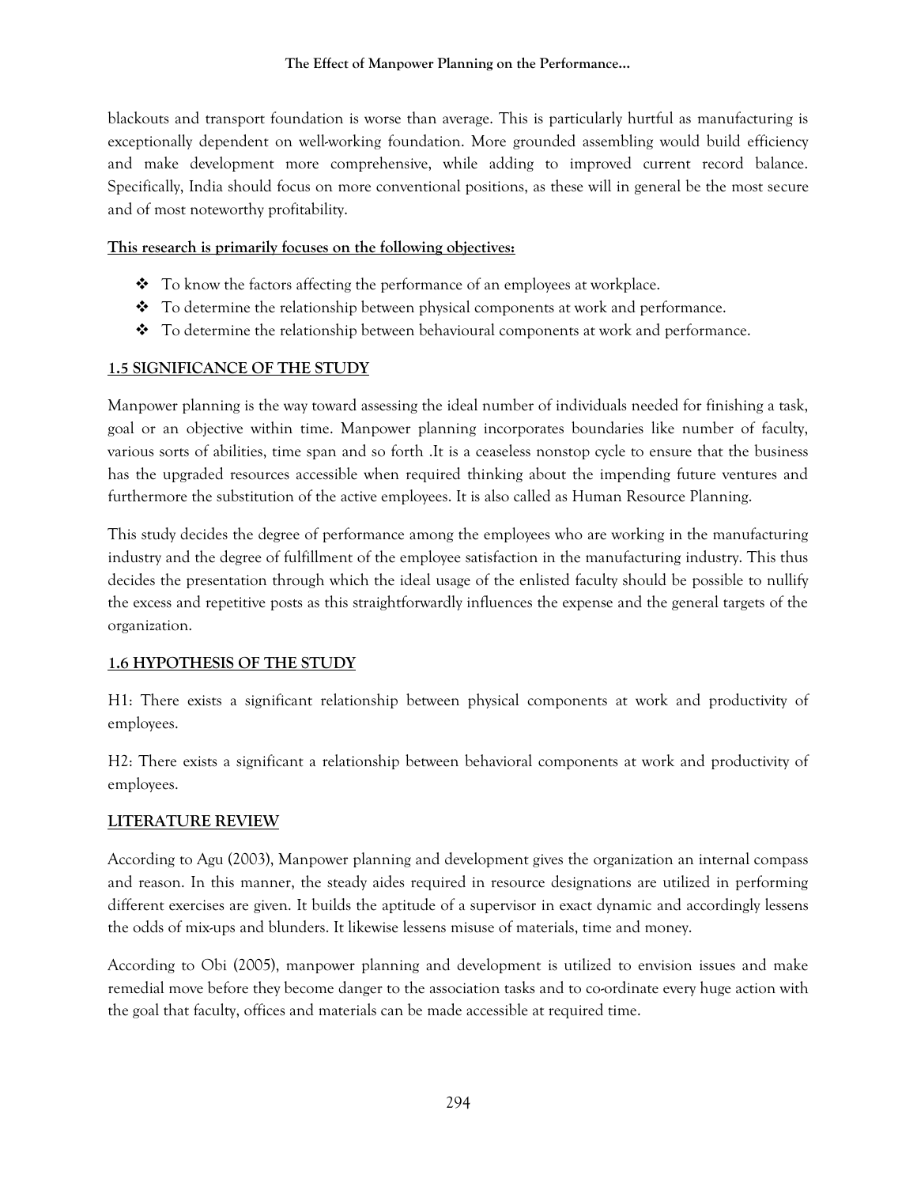blackouts and transport foundation is worse than average. This is particularly hurtful as manufacturing is exceptionally dependent on well-working foundation. More grounded assembling would build efficiency and make development more comprehensive, while adding to improved current record balance. Specifically, India should focus on more conventional positions, as these will in general be the most secure and of most noteworthy profitability.

**This research is primarily focuses on the following objectives:**

- To know the factors affecting the performance of an employees at workplace.
- To determine the relationship between physical components at work and performance.
- To determine the relationship between behavioural components at work and performance.

## 1.5 SIGNIFICANCE OF THE STUDY

Manpower planning is the way toward assessing the ideal number of individuals needed for finishing a task, goal or an objective within time. Manpower planning incorporates boundaries like number of faculty, various sorts of abilities, time span and so forth .It is a ceaseless nonstop cycle to ensure that the business has the upgraded resources accessible when required thinking about the impending future ventures and furthermore the substitution of the active employees. It is also called as Human Resource Planning.

This study decides the degree of performance among the employees who are working in the manufacturing industry and the degree of fulfillment of the employee satisfaction in the manufacturing industry. This thus decides the presentation through which the ideal usage of the enlisted faculty should be possible to nullify the excess and repetitive posts as this straightforwardly influences the expense and the general targets of the organization.

## 1.6 HYPOTHESIS OF THE STUDY

H1: There exists a significant relationship between physical components at work and productivity of employees.

H2: There exists a significant a relationship between behavioral components at work and productivity of employees.

## LITERATURE REVIEW

According to Agu (2003), Manpower planning and development gives the organization an internal compass and reason. In this manner, the steady aides required in resource designations are utilized in performing different exercises are given. It builds the aptitude of a supervisor in exact dynamic and accordingly lessens the odds of mix-ups and blunders. It likewise lessens misuse of materials, time and money.

According to Obi (2005), manpower planning and development is utilized to envision issues and make remedial move before they become danger to the association tasks and to co-ordinate every huge action with the goal that faculty, offices and materials can be made accessible at required time.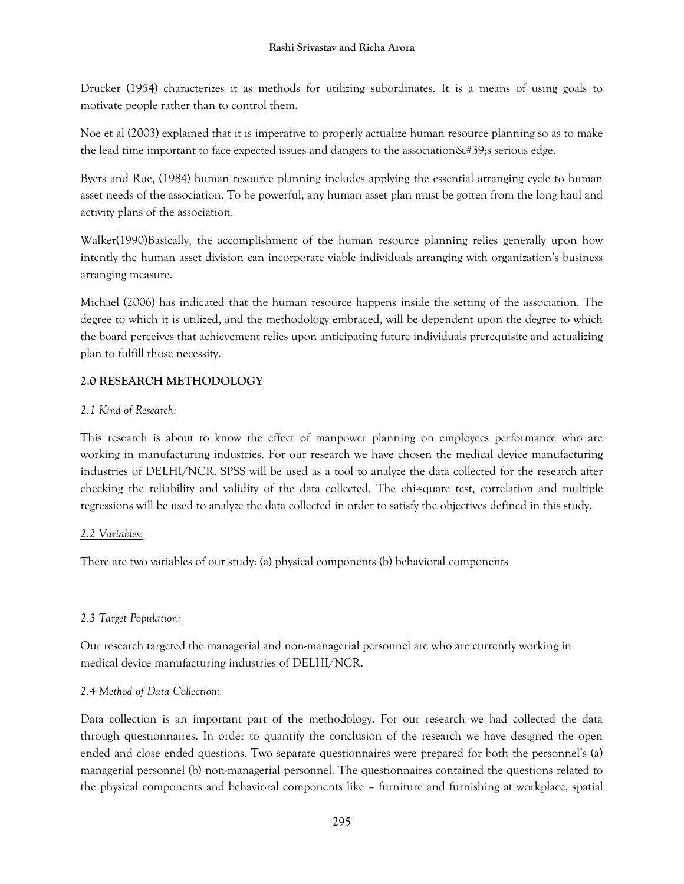Drucker (1954) characterizes it as methods for utilizing subordinates. It is a means of using goals to motivate people rather than to control them.

Noe et al (2003) explained that it is imperative to properly actualize human resource planning so as to make the lead time important to face expected issues and dangers to the association&#39;s serious edge.

Byers and Rue, (1984) human resource planning includes applying the essential arranging cycle to human asset needs of the association. To be powerful, any human asset plan must be gotten from the long haul and activity plans of the association.

Walker(1990)Basically, the accomplishment of the human resource planning relies generally upon how intently the human asset division can incorporate viable individuals arranging with organization's business arranging measure.

Michael (2006) has indicated that the human resource happens inside the setting of the association. The degree to which it is utilized, and the methodology embraced, will be dependent upon the degree to which the board perceives that achievement relies upon anticipating future individuals prerequisite and actualizing plan to fulfill those necessity.

## 2.0 RESEARCH METHODOLOGY

### *2.1 Kind of Research:*

This research is about to know the effect of manpower planning on employees performance who are working in manufacturing industries. For our research we have chosen the medical device manufacturing industries of DELHI/NCR. SPSS will be used as a tool to analyze the data collected for the research after checking the reliability and validity of the data collected. The chi-square test, correlation and multiple regressions will be used to analyze the data collected in order to satisfy the objectives defined in this study.

### *2.2 Variables:*

There are two variables of our study: (a) physical components (b) behavioral components

### *2.3 Target Population:*

Our research targeted the managerial and non-managerial personnel are who are currently working in medical device manufacturing industries of DELHI/NCR.

### *2.4 Method of Data Collection:*

Data collection is an important part of the methodology. For our research we had collected the data through questionnaires. In order to quantify the conclusion of the research we have designed the open ended and close ended questions. Two separate questionnaires were prepared for both the personnel's (a) managerial personnel (b) non-managerial personnel. The questionnaires contained the questions related to the physical components and behavioral components like – furniture and furnishing at workplace, spatial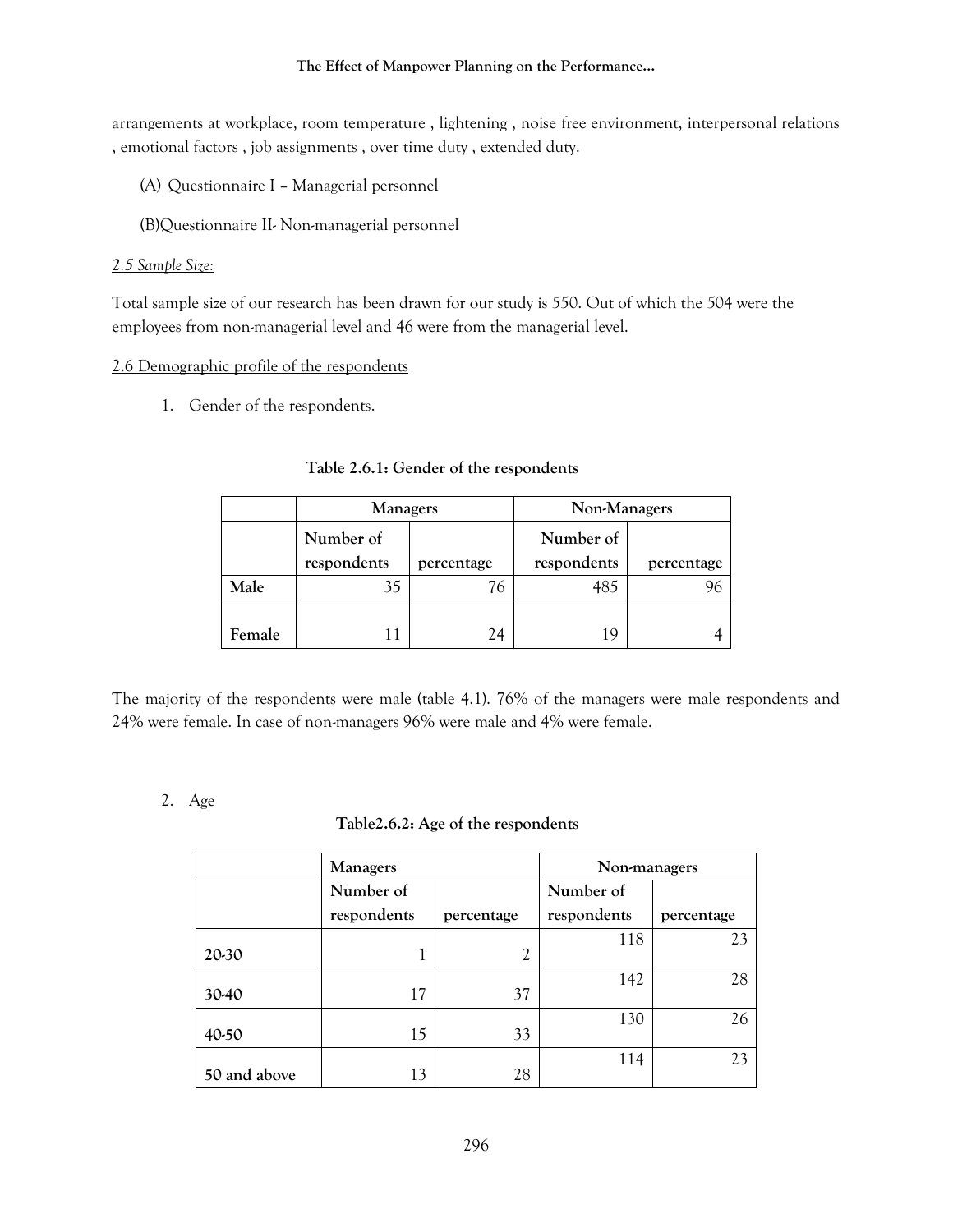arrangements at workplace, room temperature , lightening , noise free environment, interpersonal relations , emotional factors , job assignments , over time duty , extended duty.

(A) Questionnaire I – Managerial personnel

(B)Questionnaire II- Non-managerial personnel

*2.5 Sample Size:*

Total sample size of our research has been drawn for our study is 550. Out of which the 504 were the employees from non-managerial level and 46 were from the managerial level.

2.6 Demographic profile of the respondents

1. Gender of the respondents.

**Table 2.6.1: Gender of the respondents**

| | Managers | | Non-Managers | |
|---|---|---|---|---|
| | Number of respondents | percentage | Number of respondents | percentage |
| **Male** | 35 | 76 | 485 | 96 |
| **Female** | 11 | 24 | 19 | 4 |

The majority of the respondents were male (table 4.1). 76% of the managers were male respondents and 24% were female. In case of non-managers 96% were male and 4% were female.

2. Age

**Table2.6.2: Age of the respondents**

| | Managers | | Non-managers | |
|---|---|---|---|---|
| | Number of respondents | percentage | Number of respondents | percentage |
| **20-30** | 1 | 2 | 118 | 23 |
| **30-40** | 17 | 37 | 142 | 28 |
| **40-50** | 15 | 33 | 130 | 26 |
| **50 and above** | 13 | 28 | 114 | 23 |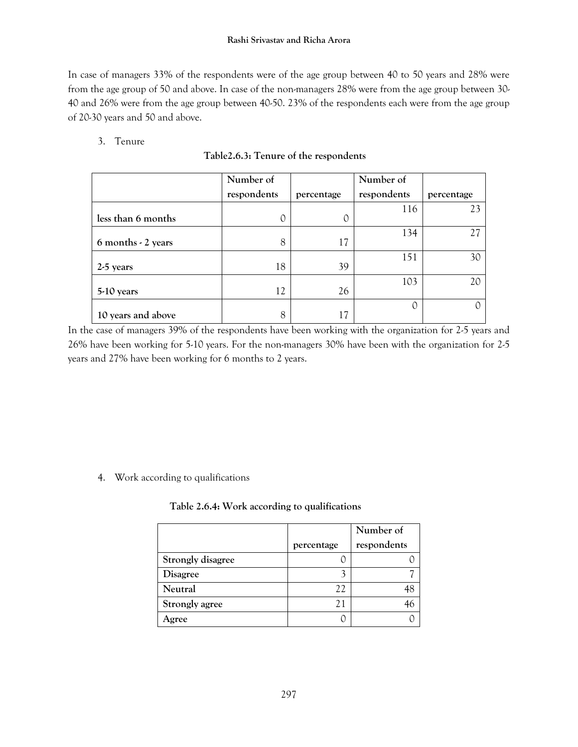In case of managers 33% of the respondents were of the age group between 40 to 50 years and 28% were from the age group of 50 and above. In case of the non-managers 28% were from the age group between 30-40 and 26% were from the age group between 40-50. 23% of the respondents each were from the age group of 20-30 years and 50 and above.

3. Tenure

**Table2.6.3: Tenure of the respondents**

| | Number of respondents | percentage | Number of respondents | percentage |
|---|---|---|---|---|
| **less than 6 months** | 0 | 0 | 116 | 23 |
| **6 months - 2 years** | 8 | 17 | 134 | 27 |
| **2-5 years** | 18 | 39 | 151 | 30 |
| **5-10 years** | 12 | 26 | 103 | 20 |
| **10 years and above** | 8 | 17 | 0 | 0 |

In the case of managers 39% of the respondents have been working with the organization for 2-5 years and 26% have been working for 5-10 years. For the non-managers 30% have been with the organization for 2-5 years and 27% have been working for 6 months to 2 years.

4. Work according to qualifications

**Table 2.6.4: Work according to qualifications**

| | percentage | Number of respondents |
|---|---|---|
| **Strongly disagree** | 0 | 0 |
| **Disagree** | 3 | 7 |
| **Neutral** | 22 | 48 |
| **Strongly agree** | 21 | 46 |
| **Agree** | 0 | 0 |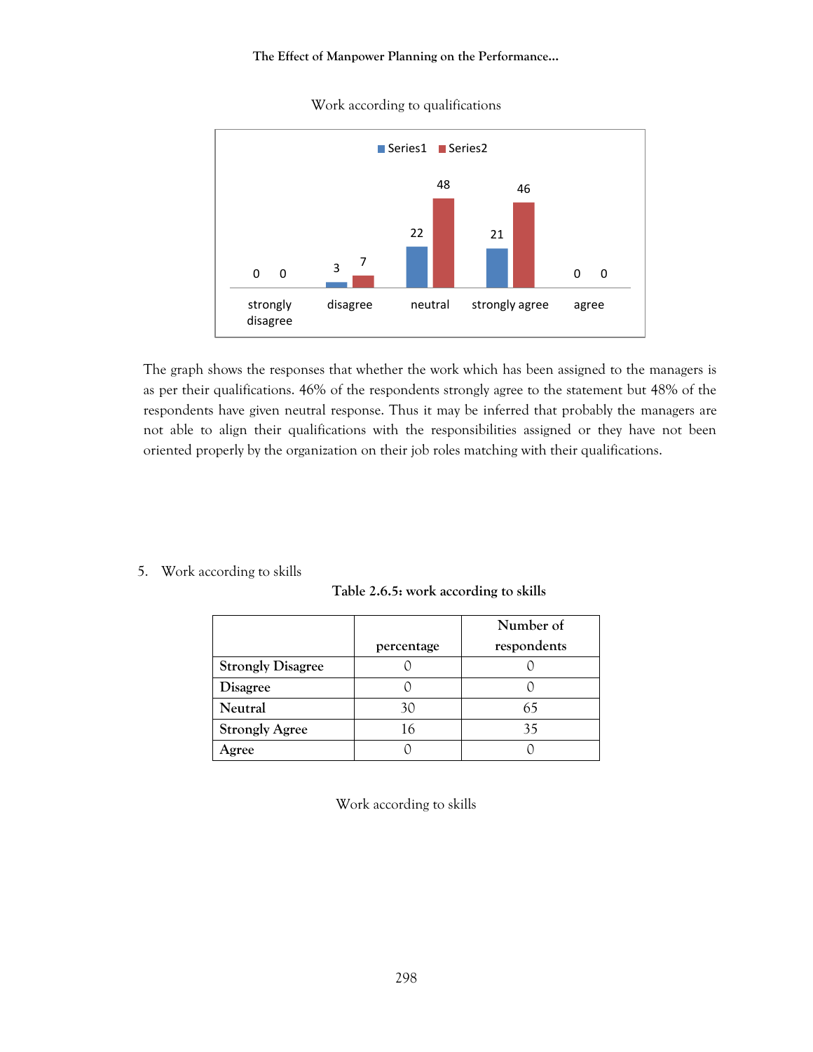Work according to qualifications

The graph shows the responses that whether the work which has been assigned to the managers is as per their qualifications. 46% of the respondents strongly agree to the statement but 48% of the respondents have given neutral response. Thus it may be inferred that probably the managers are not able to align their qualifications with the responsibilities assigned or they have not been oriented properly by the organization on their job roles matching with their qualifications.

5. Work according to skills

**Table 2.6.5: work according to skills**

| | percentage | Number of respondents |
|---|---|---|
| **Strongly Disagree** | 0 | 0 |
| **Disagree** | 0 | 0 |
| **Neutral** | 30 | 65 |
| **Strongly Agree** | 16 | 35 |
| **Agree** | 0 | 0 |

Work according to skills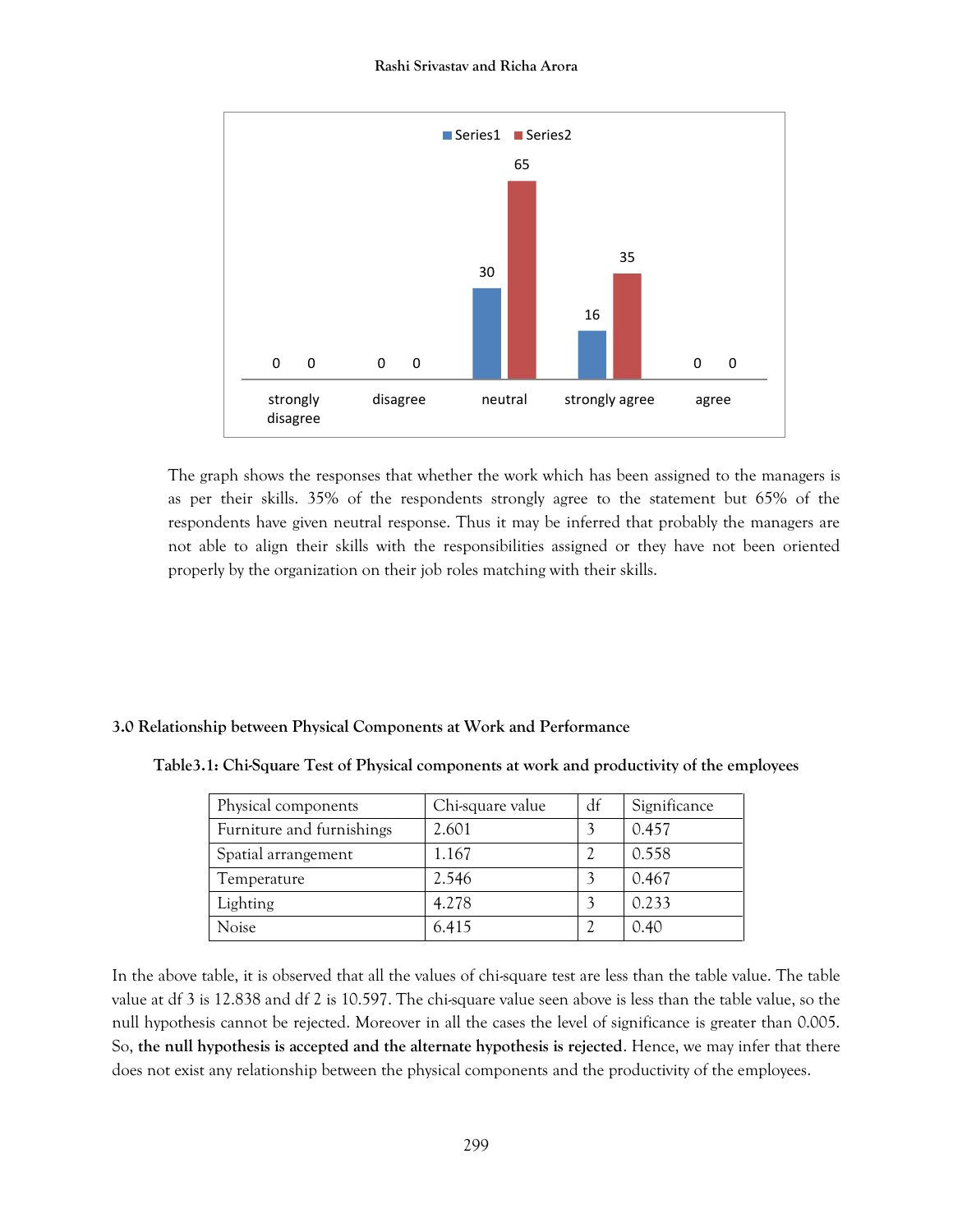The graph shows the responses that whether the work which has been assigned to the managers is as per their skills. 35% of the respondents strongly agree to the statement but 65% of the respondents have given neutral response. Thus it may be inferred that probably the managers are not able to align their skills with the responsibilities assigned or they have not been oriented properly by the organization on their job roles matching with their skills.

### 3.0 Relationship between Physical Components at Work and Performance

**Table3.1: Chi-Square Test of Physical components at work and productivity of the employees**

| Physical components | Chi-square value | df | Significance |
|---|---|---|---|
| Furniture and furnishings | 2.601 | 3 | 0.457 |
| Spatial arrangement | 1.167 | 2 | 0.558 |
| Temperature | 2.546 | 3 | 0.467 |
| Lighting | 4.278 | 3 | 0.233 |
| Noise | 6.415 | 2 | 0.40 |

In the above table, it is observed that all the values of chi-square test are less than the table value. The table value at df 3 is 12.838 and df 2 is 10.597. The chi-square value seen above is less than the table value, so the null hypothesis cannot be rejected. Moreover in all the cases the level of significance is greater than 0.005. So, **the null hypothesis is accepted and the alternate hypothesis is rejected**. Hence, we may infer that there does not exist any relationship between the physical components and the productivity of the employees.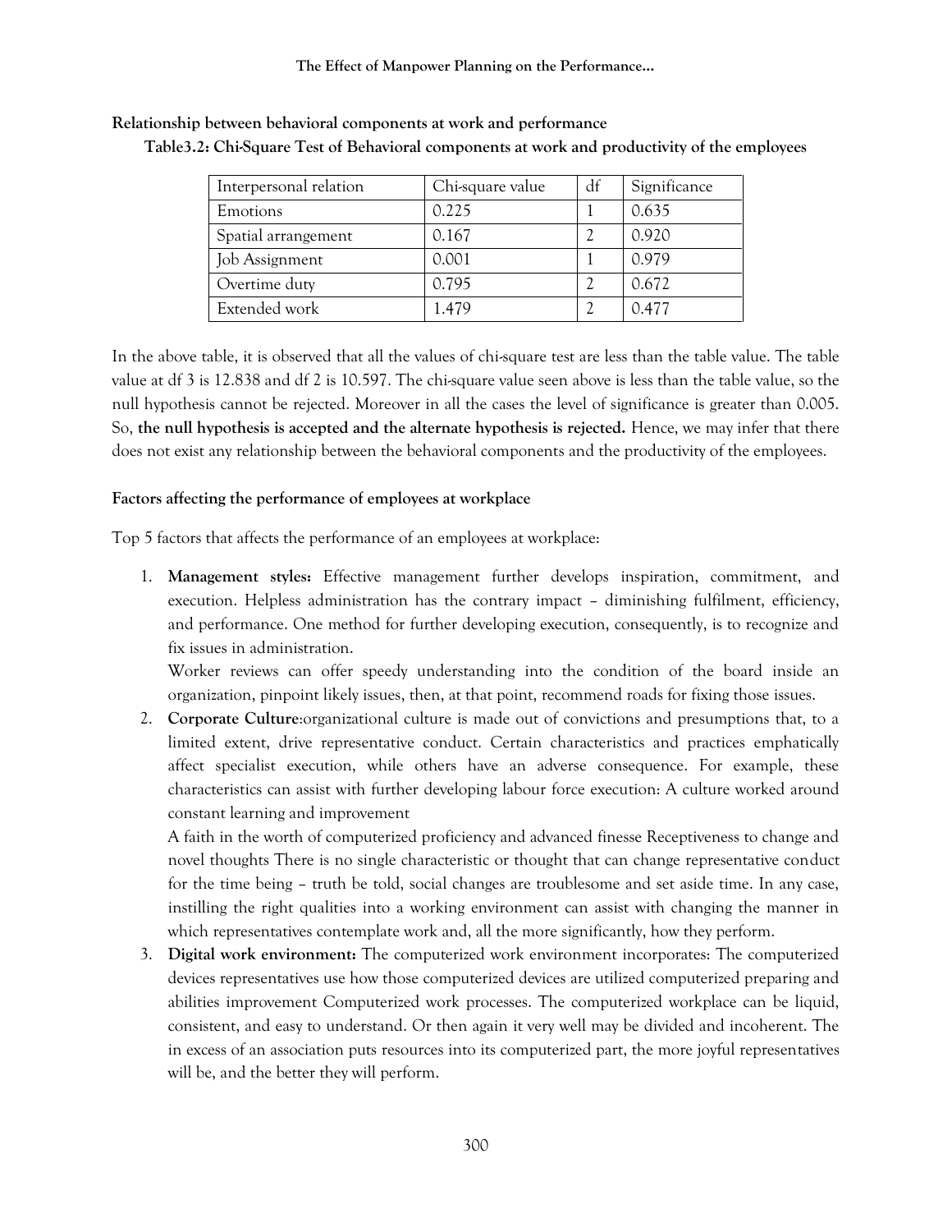**Relationship between behavioral components at work and performance**

**Table3.2: Chi-Square Test of Behavioral components at work and productivity of the employees**

| Interpersonal relation | Chi-square value | df | Significance |
|---|---|---|---|
| Emotions | 0.225 | 1 | 0.635 |
| Spatial arrangement | 0.167 | 2 | 0.920 |
| Job Assignment | 0.001 | 1 | 0.979 |
| Overtime duty | 0.795 | 2 | 0.672 |
| Extended work | 1.479 | 2 | 0.477 |

In the above table, it is observed that all the values of chi-square test are less than the table value. The table value at df 3 is 12.838 and df 2 is 10.597. The chi-square value seen above is less than the table value, so the null hypothesis cannot be rejected. Moreover in all the cases the level of significance is greater than 0.005. So, **the null hypothesis is accepted and the alternate hypothesis is rejected.** Hence, we may infer that there does not exist any relationship between the behavioral components and the productivity of the employees.

**Factors affecting the performance of employees at workplace**

Top 5 factors that affects the performance of an employees at workplace:

1. **Management styles:** Effective management further develops inspiration, commitment, and execution. Helpless administration has the contrary impact – diminishing fulfilment, efficiency, and performance. One method for further developing execution, consequently, is to recognize and fix issues in administration.

   Worker reviews can offer speedy understanding into the condition of the board inside an organization, pinpoint likely issues, then, at that point, recommend roads for fixing those issues.

2. **Corporate Culture**:organizational culture is made out of convictions and presumptions that, to a limited extent, drive representative conduct. Certain characteristics and practices emphatically affect specialist execution, while others have an adverse consequence. For example, these characteristics can assist with further developing labour force execution: A culture worked around constant learning and improvement

   A faith in the worth of computerized proficiency and advanced finesse Receptiveness to change and novel thoughts There is no single characteristic or thought that can change representative conduct for the time being – truth be told, social changes are troublesome and set aside time. In any case, instilling the right qualities into a working environment can assist with changing the manner in which representatives contemplate work and, all the more significantly, how they perform.

3. **Digital work environment:** The computerized work environment incorporates: The computerized devices representatives use how those computerized devices are utilized computerized preparing and abilities improvement Computerized work processes. The computerized workplace can be liquid, consistent, and easy to understand. Or then again it very well may be divided and incoherent. The in excess of an association puts resources into its computerized part, the more joyful representatives will be, and the better they will perform.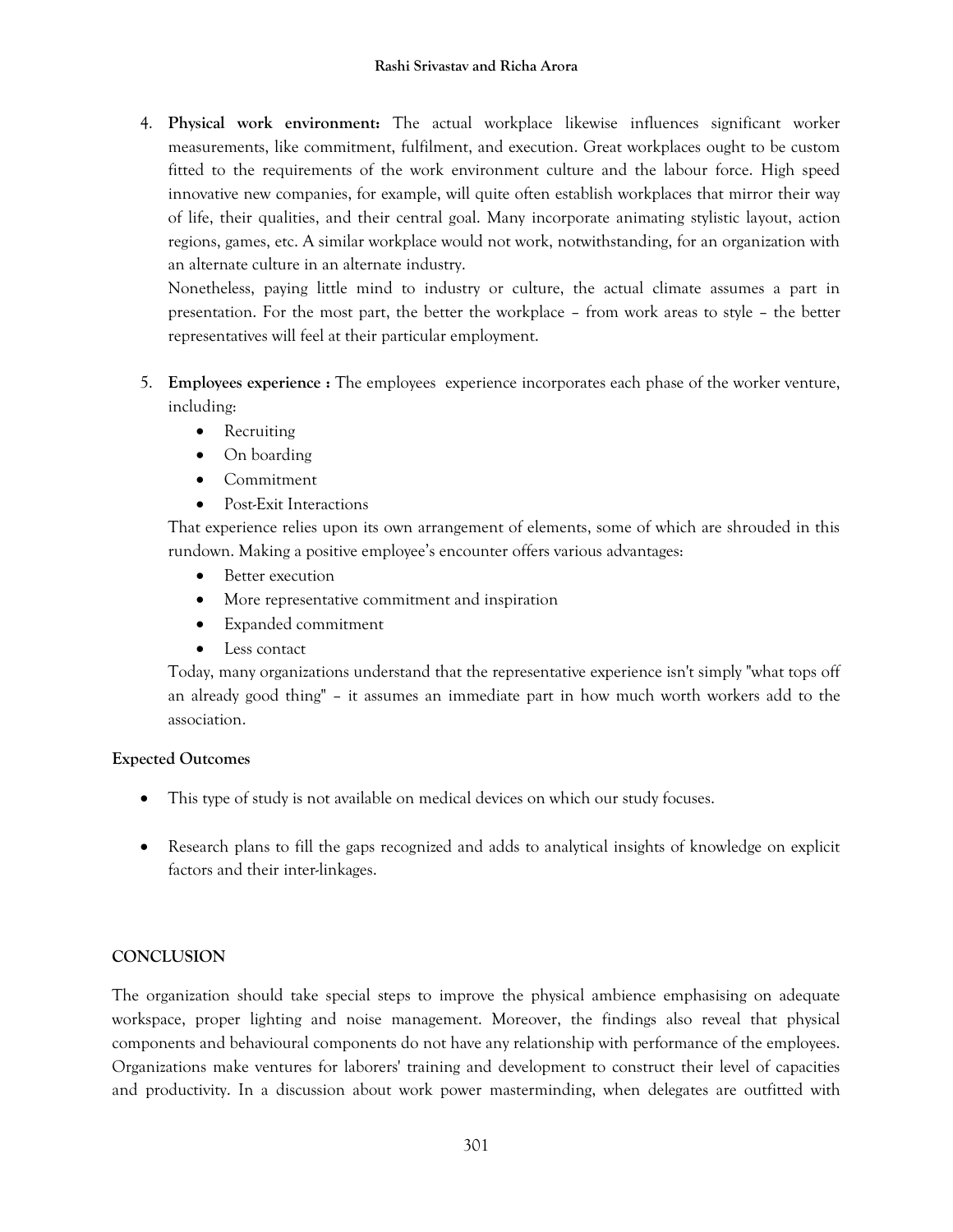4. **Physical work environment:** The actual workplace likewise influences significant worker measurements, like commitment, fulfilment, and execution. Great workplaces ought to be custom fitted to the requirements of the work environment culture and the labour force. High speed innovative new companies, for example, will quite often establish workplaces that mirror their way of life, their qualities, and their central goal. Many incorporate animating stylistic layout, action regions, games, etc. A similar workplace would not work, notwithstanding, for an organization with an alternate culture in an alternate industry.
   Nonetheless, paying little mind to industry or culture, the actual climate assumes a part in presentation. For the most part, the better the workplace – from work areas to style – the better representatives will feel at their particular employment.

5. **Employees experience :** The employees experience incorporates each phase of the worker venture, including:
   - Recruiting
   - On boarding
   - Commitment
   - Post-Exit Interactions

   That experience relies upon its own arrangement of elements, some of which are shrouded in this rundown. Making a positive employee's encounter offers various advantages:
   - Better execution
   - More representative commitment and inspiration
   - Expanded commitment
   - Less contact

   Today, many organizations understand that the representative experience isn't simply "what tops off an already good thing" – it assumes an immediate part in how much worth workers add to the association.

**Expected Outcomes**

- This type of study is not available on medical devices on which our study focuses.
- Research plans to fill the gaps recognized and adds to analytical insights of knowledge on explicit factors and their inter-linkages.

**CONCLUSION**

The organization should take special steps to improve the physical ambience emphasising on adequate workspace, proper lighting and noise management. Moreover, the findings also reveal that physical components and behavioural components do not have any relationship with performance of the employees. Organizations make ventures for laborers' training and development to construct their level of capacities and productivity. In a discussion about work power masterminding, when delegates are outfitted with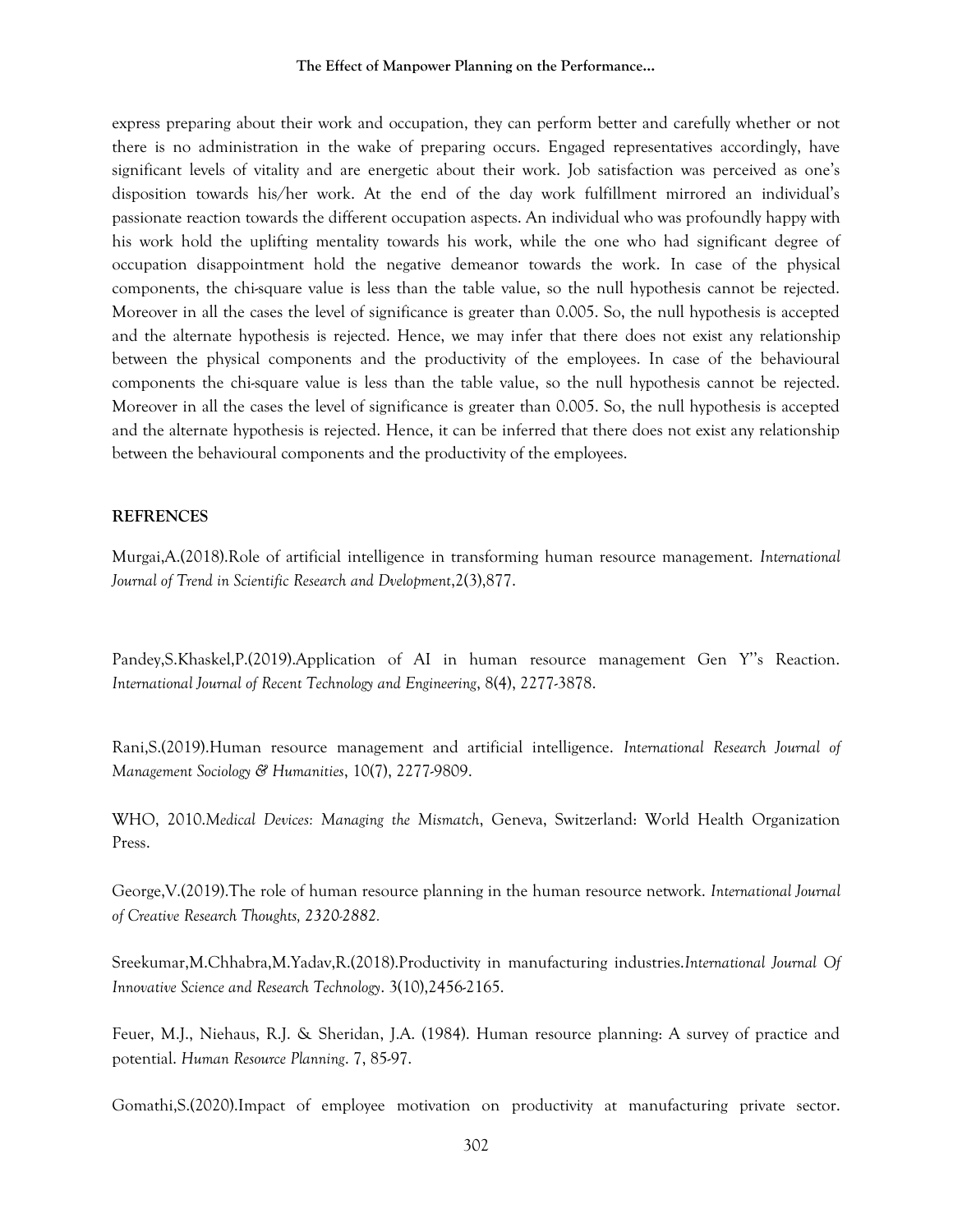express preparing about their work and occupation, they can perform better and carefully whether or not there is no administration in the wake of preparing occurs. Engaged representatives accordingly, have significant levels of vitality and are energetic about their work. Job satisfaction was perceived as one's disposition towards his/her work. At the end of the day work fulfillment mirrored an individual's passionate reaction towards the different occupation aspects. An individual who was profoundly happy with his work hold the uplifting mentality towards his work, while the one who had significant degree of occupation disappointment hold the negative demeanor towards the work. In case of the physical components, the chi-square value is less than the table value, so the null hypothesis cannot be rejected. Moreover in all the cases the level of significance is greater than 0.005. So, the null hypothesis is accepted and the alternate hypothesis is rejected. Hence, we may infer that there does not exist any relationship between the physical components and the productivity of the employees. In case of the behavioural components the chi-square value is less than the table value, so the null hypothesis cannot be rejected. Moreover in all the cases the level of significance is greater than 0.005. So, the null hypothesis is accepted and the alternate hypothesis is rejected. Hence, it can be inferred that there does not exist any relationship between the behavioural components and the productivity of the employees.

## REFRENCES

Murgai,A.(2018).Role of artificial intelligence in transforming human resource management. *International Journal of Trend in Scientific Research and Dvelopment*,2(3),877.

Pandey,S.Khaskel,P.(2019).Application of AI in human resource management Gen Y''s Reaction. *International Journal of Recent Technology and Engineering*, 8(4), 2277-3878.

Rani,S.(2019).Human resource management and artificial intelligence. *International Research Journal of Management Sociology & Humanities*, 10(7), 2277-9809.

WHO, 2010.*Medical Devices: Managing the Mismatch*, Geneva, Switzerland: World Health Organization Press.

George,V.(2019).The role of human resource planning in the human resource network. *International Journal of Creative Research Thoughts, 2320-2882.*

Sreekumar,M.Chhabra,M.Yadav,R.(2018).Productivity in manufacturing industries.*International Journal Of Innovative Science and Research Technology*. 3(10),2456-2165.

Feuer, M.J., Niehaus, R.J. & Sheridan, J.A. (1984). Human resource planning: A survey of practice and potential. *Human Resource Planning*. 7, 85-97.

Gomathi,S.(2020).Impact of employee motivation on productivity at manufacturing private sector.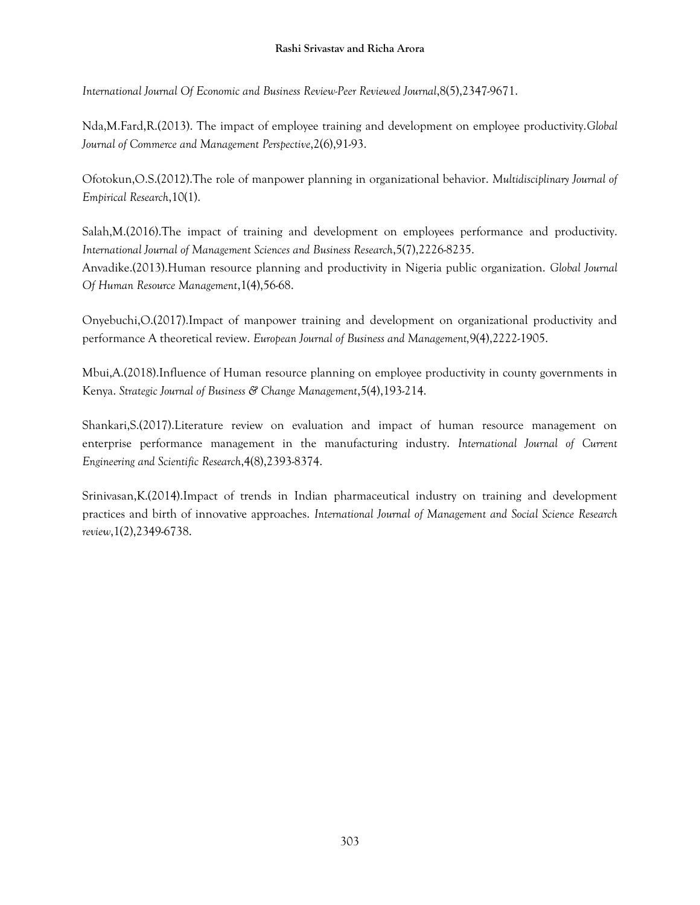*International Journal Of Economic and Business Review-Peer Reviewed Journal*,8(5),2347-9671.

Nda,M.Fard,R.(2013). The impact of employee training and development on employee productivity.*Global Journal of Commerce and Management Perspective*,2(6),91-93.

Ofotokun,O.S.(2012).The role of manpower planning in organizational behavior. *Multidisciplinary Journal of Empirical Research*,10(1).

Salah,M.(2016).The impact of training and development on employees performance and productivity. *International Journal of Management Sciences and Business Research*,5(7),2226-8235.
Anvadike.(2013).Human resource planning and productivity in Nigeria public organization. *Global Journal Of Human Resource Management*,1(4),56-68.

Onyebuchi,O.(2017).Impact of manpower training and development on organizational productivity and performance A theoretical review. *European Journal of Business and Management,*9(4),2222-1905.

Mbui,A.(2018).Influence of Human resource planning on employee productivity in county governments in Kenya. *Strategic Journal of Business & Change Management*,5(4),193-214.

Shankari,S.(2017).Literature review on evaluation and impact of human resource management on enterprise performance management in the manufacturing industry. *International Journal of Current Engineering and Scientific Research*,4(8),2393-8374.

Srinivasan,K.(2014).Impact of trends in Indian pharmaceutical industry on training and development practices and birth of innovative approaches. *International Journal of Management and Social Science Research review*,1(2),2349-6738.